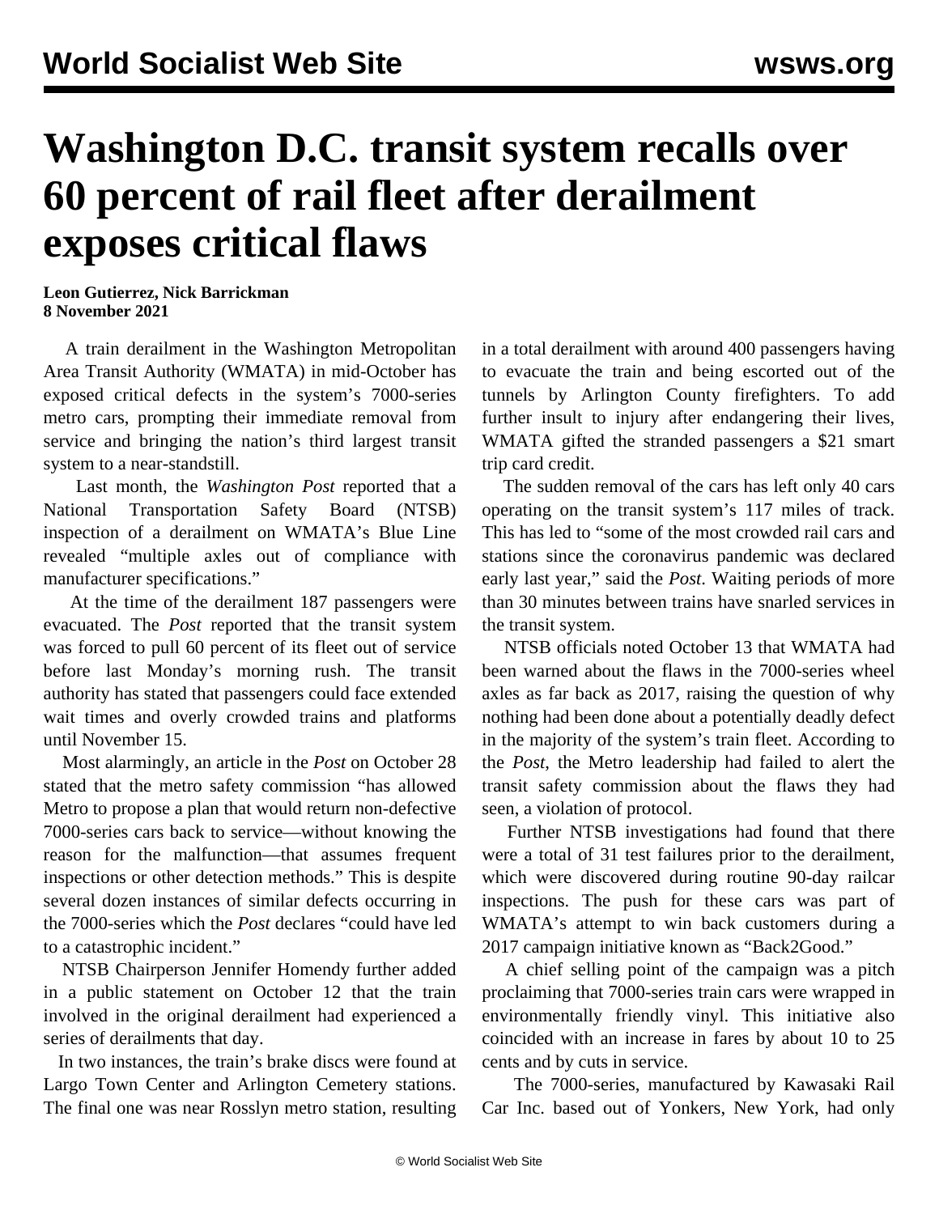# Washington D.C. transit system recalls over 60 percent of rail fleet after derailment exposes critical flaws

**Leon Gutierrez, Nick Barrickman**
**8 November 2021**

A train derailment in the Washington Metropolitan Area Transit Authority (WMATA) in mid-October has exposed critical defects in the system's 7000-series metro cars, prompting their immediate removal from service and bringing the nation's third largest transit system to a near-standstill.

Last month, the *Washington Post* reported that a National Transportation Safety Board (NTSB) inspection of a derailment on WMATA's Blue Line revealed "multiple axles out of compliance with manufacturer specifications."

At the time of the derailment 187 passengers were evacuated. The *Post* reported that the transit system was forced to pull 60 percent of its fleet out of service before last Monday's morning rush. The transit authority has stated that passengers could face extended wait times and overly crowded trains and platforms until November 15.

Most alarmingly, an article in the *Post* on October 28 stated that the metro safety commission "has allowed Metro to propose a plan that would return non-defective 7000-series cars back to service—without knowing the reason for the malfunction—that assumes frequent inspections or other detection methods." This is despite several dozen instances of similar defects occurring in the 7000-series which the *Post* declares "could have led to a catastrophic incident."

NTSB Chairperson Jennifer Homendy further added in a public statement on October 12 that the train involved in the original derailment had experienced a series of derailments that day.

In two instances, the train's brake discs were found at Largo Town Center and Arlington Cemetery stations. The final one was near Rosslyn metro station, resulting in a total derailment with around 400 passengers having to evacuate the train and being escorted out of the tunnels by Arlington County firefighters. To add further insult to injury after endangering their lives, WMATA gifted the stranded passengers a $21 smart trip card credit.

The sudden removal of the cars has left only 40 cars operating on the transit system's 117 miles of track. This has led to "some of the most crowded rail cars and stations since the coronavirus pandemic was declared early last year," said the *Post*. Waiting periods of more than 30 minutes between trains have snarled services in the transit system.

NTSB officials noted October 13 that WMATA had been warned about the flaws in the 7000-series wheel axles as far back as 2017, raising the question of why nothing had been done about a potentially deadly defect in the majority of the system's train fleet. According to the *Post*, the Metro leadership had failed to alert the transit safety commission about the flaws they had seen, a violation of protocol.

Further NTSB investigations had found that there were a total of 31 test failures prior to the derailment, which were discovered during routine 90-day railcar inspections. The push for these cars was part of WMATA's attempt to win back customers during a 2017 campaign initiative known as "Back2Good."

A chief selling point of the campaign was a pitch proclaiming that 7000-series train cars were wrapped in environmentally friendly vinyl. This initiative also coincided with an increase in fares by about 10 to 25 cents and by cuts in service.

The 7000-series, manufactured by Kawasaki Rail Car Inc. based out of Yonkers, New York, had only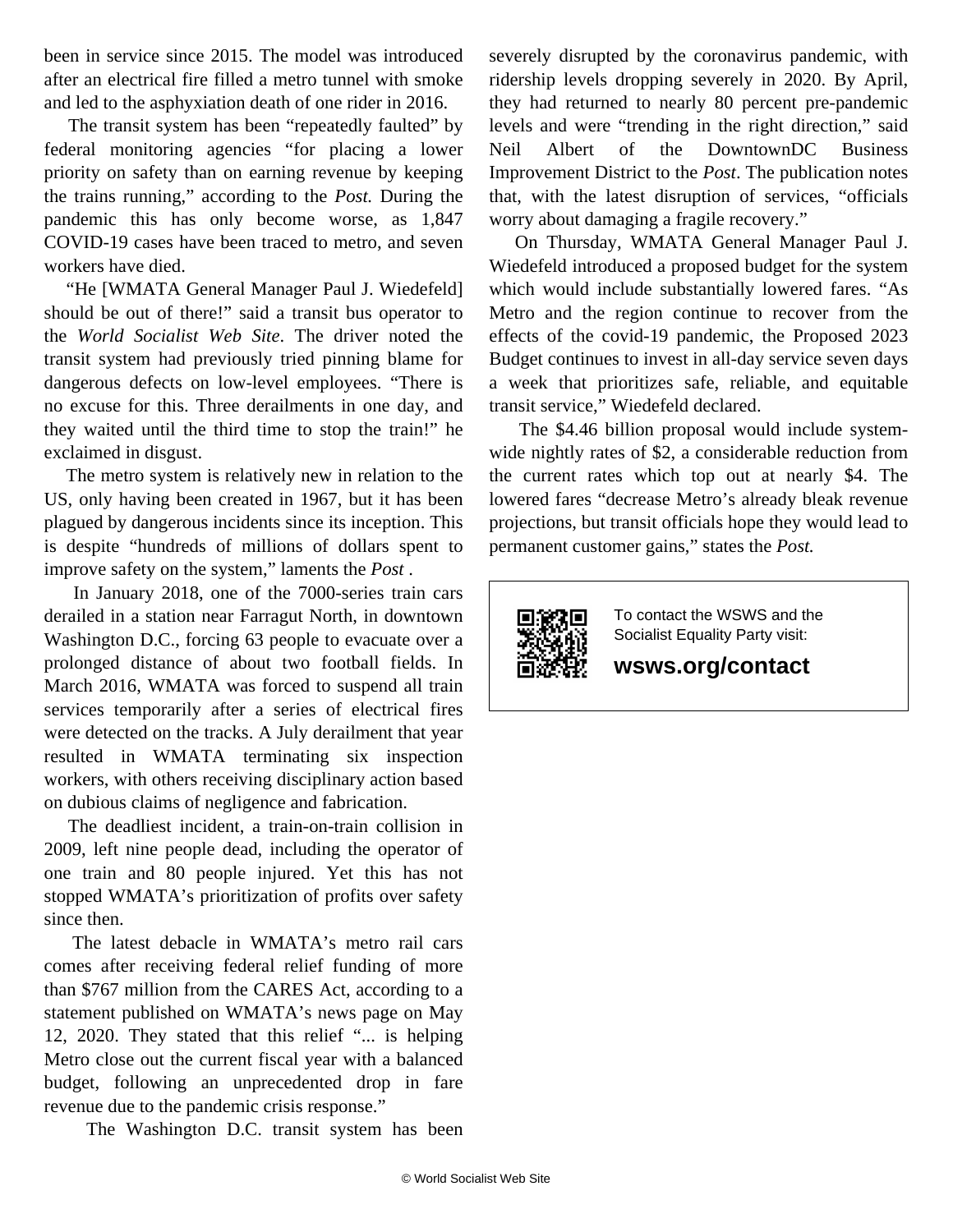been in service since 2015. The model was introduced after an electrical fire filled a metro tunnel with smoke and led to the asphyxiation death of one rider in 2016.

The transit system has been "repeatedly faulted" by federal monitoring agencies "for placing a lower priority on safety than on earning revenue by keeping the trains running," according to the *Post.* During the pandemic this has only become worse, as 1,847 COVID-19 cases have been traced to metro, and seven workers have died.

"He [WMATA General Manager Paul J. Wiedefeld] should be out of there!" said a transit bus operator to the *World Socialist Web Site*. The driver noted the transit system had previously tried pinning blame for dangerous defects on low-level employees. "There is no excuse for this. Three derailments in one day, and they waited until the third time to stop the train!" he exclaimed in disgust.

The metro system is relatively new in relation to the US, only having been created in 1967, but it has been plagued by dangerous incidents since its inception. This is despite "hundreds of millions of dollars spent to improve safety on the system," laments the *Post* .

In January 2018, one of the 7000-series train cars derailed in a station near Farragut North, in downtown Washington D.C., forcing 63 people to evacuate over a prolonged distance of about two football fields. In March 2016, WMATA was forced to suspend all train services temporarily after a series of electrical fires were detected on the tracks. A July derailment that year resulted in WMATA terminating six inspection workers, with others receiving disciplinary action based on dubious claims of negligence and fabrication.

The deadliest incident, a train-on-train collision in 2009, left nine people dead, including the operator of one train and 80 people injured. Yet this has not stopped WMATA's prioritization of profits over safety since then.

The latest debacle in WMATA's metro rail cars comes after receiving federal relief funding of more than $767 million from the CARES Act, according to a statement published on WMATA's news page on May 12, 2020. They stated that this relief "... is helping Metro close out the current fiscal year with a balanced budget, following an unprecedented drop in fare revenue due to the pandemic crisis response."

The Washington D.C. transit system has been severely disrupted by the coronavirus pandemic, with ridership levels dropping severely in 2020. By April, they had returned to nearly 80 percent pre-pandemic levels and were "trending in the right direction," said Neil Albert of the DowntownDC Business Improvement District to the *Post*. The publication notes that, with the latest disruption of services, "officials worry about damaging a fragile recovery."

On Thursday, WMATA General Manager Paul J. Wiedefeld introduced a proposed budget for the system which would include substantially lowered fares. "As Metro and the region continue to recover from the effects of the covid-19 pandemic, the Proposed 2023 Budget continues to invest in all-day service seven days a week that prioritizes safe, reliable, and equitable transit service," Wiedefeld declared.

The $4.46 billion proposal would include system-wide nightly rates of $2, a considerable reduction from the current rates which top out at nearly $4. The lowered fares "decrease Metro's already bleak revenue projections, but transit officials hope they would lead to permanent customer gains," states the *Post.*

To contact the WSWS and the Socialist Equality Party visit:

**wsws.org/contact**